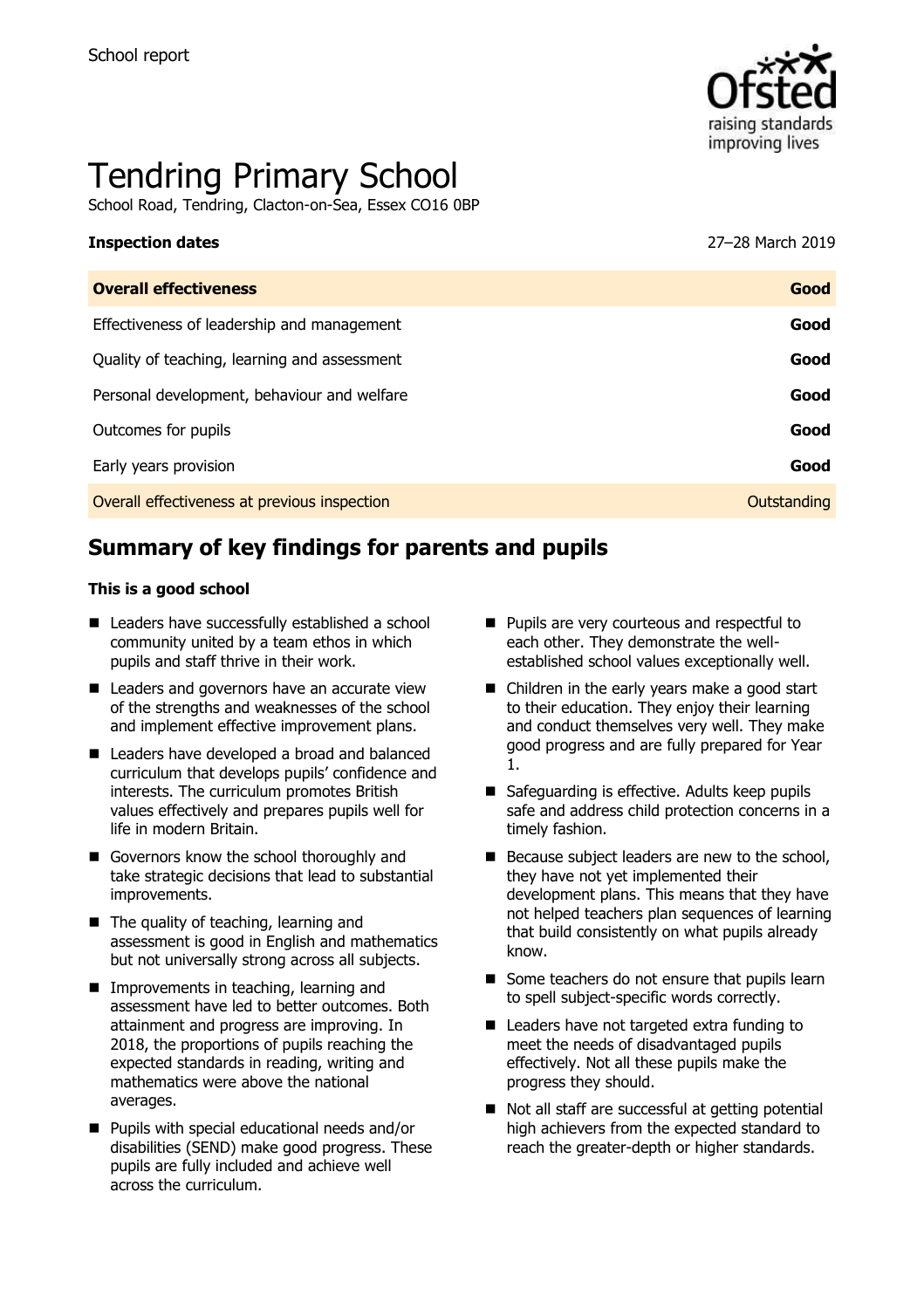School report

# Tendring Primary School

School Road, Tendring, Clacton-on-Sea, Essex CO16 0BP

**Inspection dates** 27–28 March 2019

| | |
|---|---|
| **Overall effectiveness** | **Good** |
| Effectiveness of leadership and management | **Good** |
| Quality of teaching, learning and assessment | **Good** |
| Personal development, behaviour and welfare | **Good** |
| Outcomes for pupils | **Good** |
| Early years provision | **Good** |
| Overall effectiveness at previous inspection | Outstanding |

## Summary of key findings for parents and pupils

**This is a good school**

- Leaders have successfully established a school community united by a team ethos in which pupils and staff thrive in their work.
- Leaders and governors have an accurate view of the strengths and weaknesses of the school and implement effective improvement plans.
- Leaders have developed a broad and balanced curriculum that develops pupils' confidence and interests. The curriculum promotes British values effectively and prepares pupils well for life in modern Britain.
- Governors know the school thoroughly and take strategic decisions that lead to substantial improvements.
- The quality of teaching, learning and assessment is good in English and mathematics but not universally strong across all subjects.
- Improvements in teaching, learning and assessment have led to better outcomes. Both attainment and progress are improving. In 2018, the proportions of pupils reaching the expected standards in reading, writing and mathematics were above the national averages.
- Pupils with special educational needs and/or disabilities (SEND) make good progress. These pupils are fully included and achieve well across the curriculum.
- Pupils are very courteous and respectful to each other. They demonstrate the well-established school values exceptionally well.
- Children in the early years make a good start to their education. They enjoy their learning and conduct themselves very well. They make good progress and are fully prepared for Year 1.
- Safeguarding is effective. Adults keep pupils safe and address child protection concerns in a timely fashion.
- Because subject leaders are new to the school, they have not yet implemented their development plans. This means that they have not helped teachers plan sequences of learning that build consistently on what pupils already know.
- Some teachers do not ensure that pupils learn to spell subject-specific words correctly.
- Leaders have not targeted extra funding to meet the needs of disadvantaged pupils effectively. Not all these pupils make the progress they should.
- Not all staff are successful at getting potential high achievers from the expected standard to reach the greater-depth or higher standards.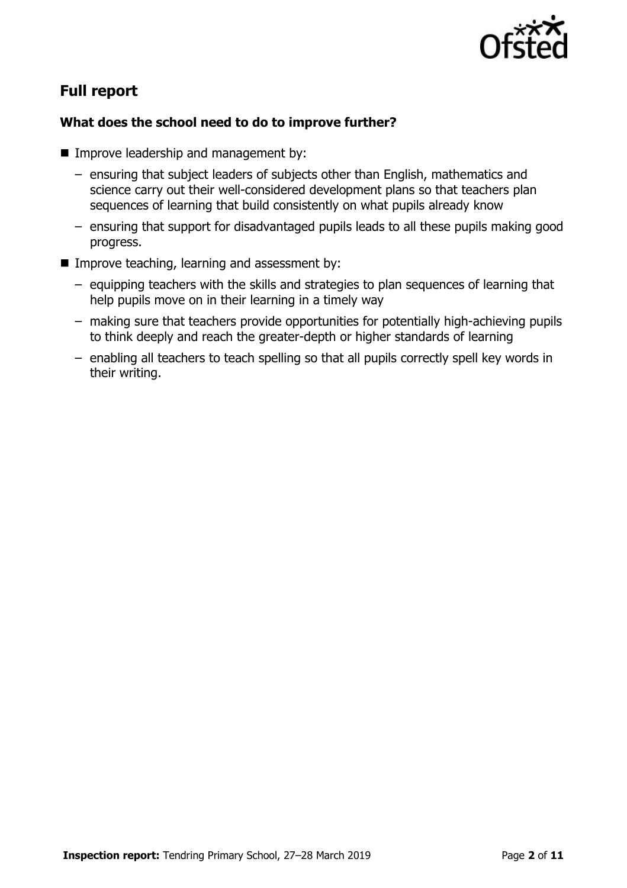## Full report

### What does the school need to do to improve further?

- Improve leadership and management by:
  - ensuring that subject leaders of subjects other than English, mathematics and science carry out their well-considered development plans so that teachers plan sequences of learning that build consistently on what pupils already know
  - ensuring that support for disadvantaged pupils leads to all these pupils making good progress.
- Improve teaching, learning and assessment by:
  - equipping teachers with the skills and strategies to plan sequences of learning that help pupils move on in their learning in a timely way
  - making sure that teachers provide opportunities for potentially high-achieving pupils to think deeply and reach the greater-depth or higher standards of learning
  - enabling all teachers to teach spelling so that all pupils correctly spell key words in their writing.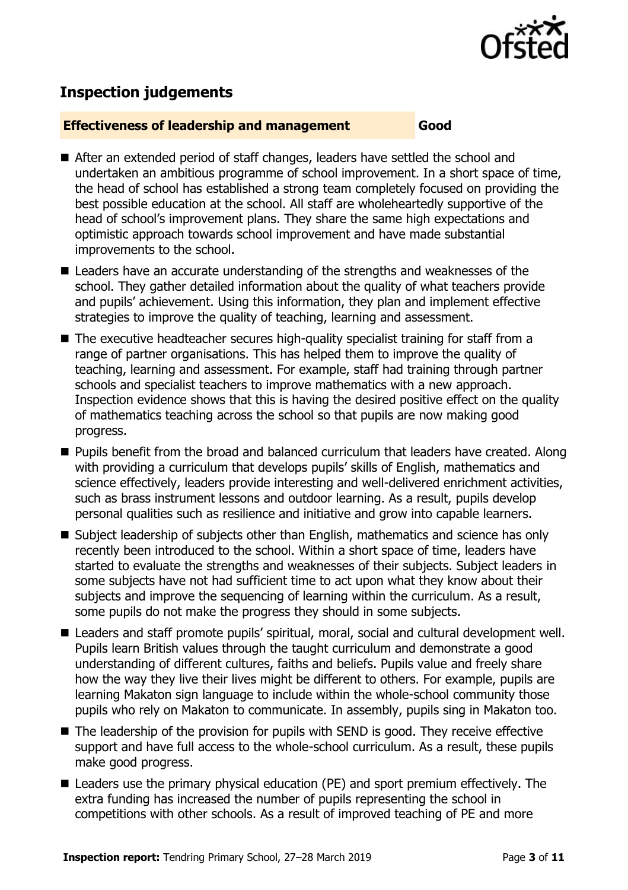## Inspection judgements

**Effectiveness of leadership and management** **Good**

- After an extended period of staff changes, leaders have settled the school and undertaken an ambitious programme of school improvement. In a short space of time, the head of school has established a strong team completely focused on providing the best possible education at the school. All staff are wholeheartedly supportive of the head of school's improvement plans. They share the same high expectations and optimistic approach towards school improvement and have made substantial improvements to the school.
- Leaders have an accurate understanding of the strengths and weaknesses of the school. They gather detailed information about the quality of what teachers provide and pupils' achievement. Using this information, they plan and implement effective strategies to improve the quality of teaching, learning and assessment.
- The executive headteacher secures high-quality specialist training for staff from a range of partner organisations. This has helped them to improve the quality of teaching, learning and assessment. For example, staff had training through partner schools and specialist teachers to improve mathematics with a new approach. Inspection evidence shows that this is having the desired positive effect on the quality of mathematics teaching across the school so that pupils are now making good progress.
- Pupils benefit from the broad and balanced curriculum that leaders have created. Along with providing a curriculum that develops pupils' skills of English, mathematics and science effectively, leaders provide interesting and well-delivered enrichment activities, such as brass instrument lessons and outdoor learning. As a result, pupils develop personal qualities such as resilience and initiative and grow into capable learners.
- Subject leadership of subjects other than English, mathematics and science has only recently been introduced to the school. Within a short space of time, leaders have started to evaluate the strengths and weaknesses of their subjects. Subject leaders in some subjects have not had sufficient time to act upon what they know about their subjects and improve the sequencing of learning within the curriculum. As a result, some pupils do not make the progress they should in some subjects.
- Leaders and staff promote pupils' spiritual, moral, social and cultural development well. Pupils learn British values through the taught curriculum and demonstrate a good understanding of different cultures, faiths and beliefs. Pupils value and freely share how the way they live their lives might be different to others. For example, pupils are learning Makaton sign language to include within the whole-school community those pupils who rely on Makaton to communicate. In assembly, pupils sing in Makaton too.
- The leadership of the provision for pupils with SEND is good. They receive effective support and have full access to the whole-school curriculum. As a result, these pupils make good progress.
- Leaders use the primary physical education (PE) and sport premium effectively. The extra funding has increased the number of pupils representing the school in competitions with other schools. As a result of improved teaching of PE and more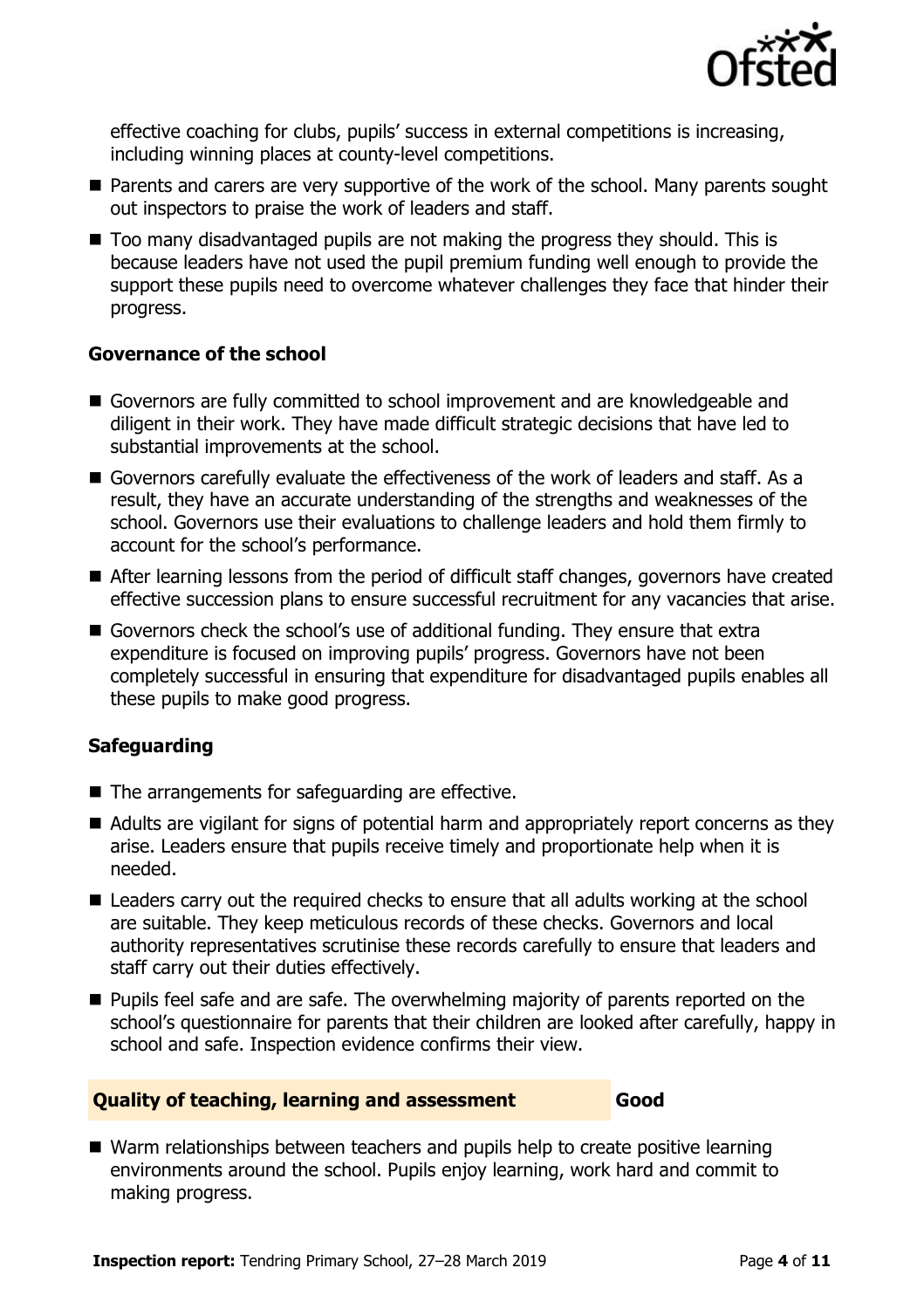effective coaching for clubs, pupils' success in external competitions is increasing, including winning places at county-level competitions.

- Parents and carers are very supportive of the work of the school. Many parents sought out inspectors to praise the work of leaders and staff.
- Too many disadvantaged pupils are not making the progress they should. This is because leaders have not used the pupil premium funding well enough to provide the support these pupils need to overcome whatever challenges they face that hinder their progress.

### Governance of the school

- Governors are fully committed to school improvement and are knowledgeable and diligent in their work. They have made difficult strategic decisions that have led to substantial improvements at the school.
- Governors carefully evaluate the effectiveness of the work of leaders and staff. As a result, they have an accurate understanding of the strengths and weaknesses of the school. Governors use their evaluations to challenge leaders and hold them firmly to account for the school's performance.
- After learning lessons from the period of difficult staff changes, governors have created effective succession plans to ensure successful recruitment for any vacancies that arise.
- Governors check the school's use of additional funding. They ensure that extra expenditure is focused on improving pupils' progress. Governors have not been completely successful in ensuring that expenditure for disadvantaged pupils enables all these pupils to make good progress.

### Safeguarding

- The arrangements for safeguarding are effective.
- Adults are vigilant for signs of potential harm and appropriately report concerns as they arise. Leaders ensure that pupils receive timely and proportionate help when it is needed.
- Leaders carry out the required checks to ensure that all adults working at the school are suitable. They keep meticulous records of these checks. Governors and local authority representatives scrutinise these records carefully to ensure that leaders and staff carry out their duties effectively.
- Pupils feel safe and are safe. The overwhelming majority of parents reported on the school's questionnaire for parents that their children are looked after carefully, happy in school and safe. Inspection evidence confirms their view.

## Quality of teaching, learning and assessment — Good

- Warm relationships between teachers and pupils help to create positive learning environments around the school. Pupils enjoy learning, work hard and commit to making progress.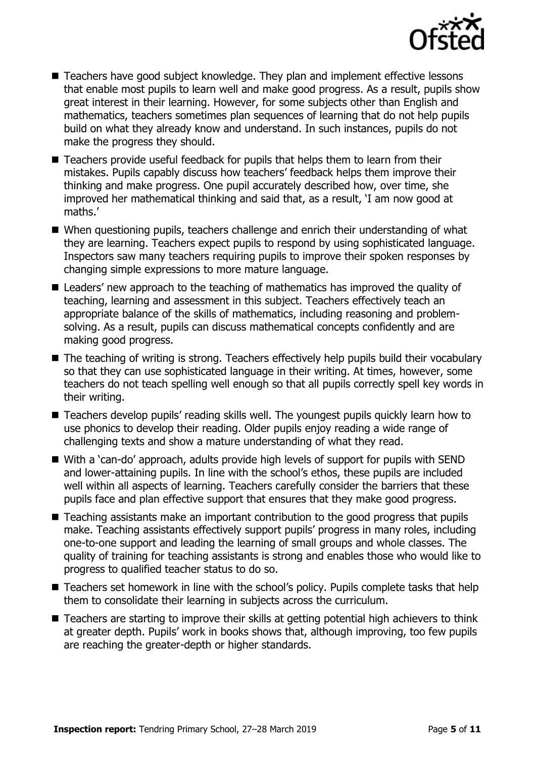- Teachers have good subject knowledge. They plan and implement effective lessons that enable most pupils to learn well and make good progress. As a result, pupils show great interest in their learning. However, for some subjects other than English and mathematics, teachers sometimes plan sequences of learning that do not help pupils build on what they already know and understand. In such instances, pupils do not make the progress they should.
- Teachers provide useful feedback for pupils that helps them to learn from their mistakes. Pupils capably discuss how teachers' feedback helps them improve their thinking and make progress. One pupil accurately described how, over time, she improved her mathematical thinking and said that, as a result, 'I am now good at maths.'
- When questioning pupils, teachers challenge and enrich their understanding of what they are learning. Teachers expect pupils to respond by using sophisticated language. Inspectors saw many teachers requiring pupils to improve their spoken responses by changing simple expressions to more mature language.
- Leaders' new approach to the teaching of mathematics has improved the quality of teaching, learning and assessment in this subject. Teachers effectively teach an appropriate balance of the skills of mathematics, including reasoning and problem-solving. As a result, pupils can discuss mathematical concepts confidently and are making good progress.
- The teaching of writing is strong. Teachers effectively help pupils build their vocabulary so that they can use sophisticated language in their writing. At times, however, some teachers do not teach spelling well enough so that all pupils correctly spell key words in their writing.
- Teachers develop pupils' reading skills well. The youngest pupils quickly learn how to use phonics to develop their reading. Older pupils enjoy reading a wide range of challenging texts and show a mature understanding of what they read.
- With a 'can-do' approach, adults provide high levels of support for pupils with SEND and lower-attaining pupils. In line with the school's ethos, these pupils are included well within all aspects of learning. Teachers carefully consider the barriers that these pupils face and plan effective support that ensures that they make good progress.
- Teaching assistants make an important contribution to the good progress that pupils make. Teaching assistants effectively support pupils' progress in many roles, including one-to-one support and leading the learning of small groups and whole classes. The quality of training for teaching assistants is strong and enables those who would like to progress to qualified teacher status to do so.
- Teachers set homework in line with the school's policy. Pupils complete tasks that help them to consolidate their learning in subjects across the curriculum.
- Teachers are starting to improve their skills at getting potential high achievers to think at greater depth. Pupils' work in books shows that, although improving, too few pupils are reaching the greater-depth or higher standards.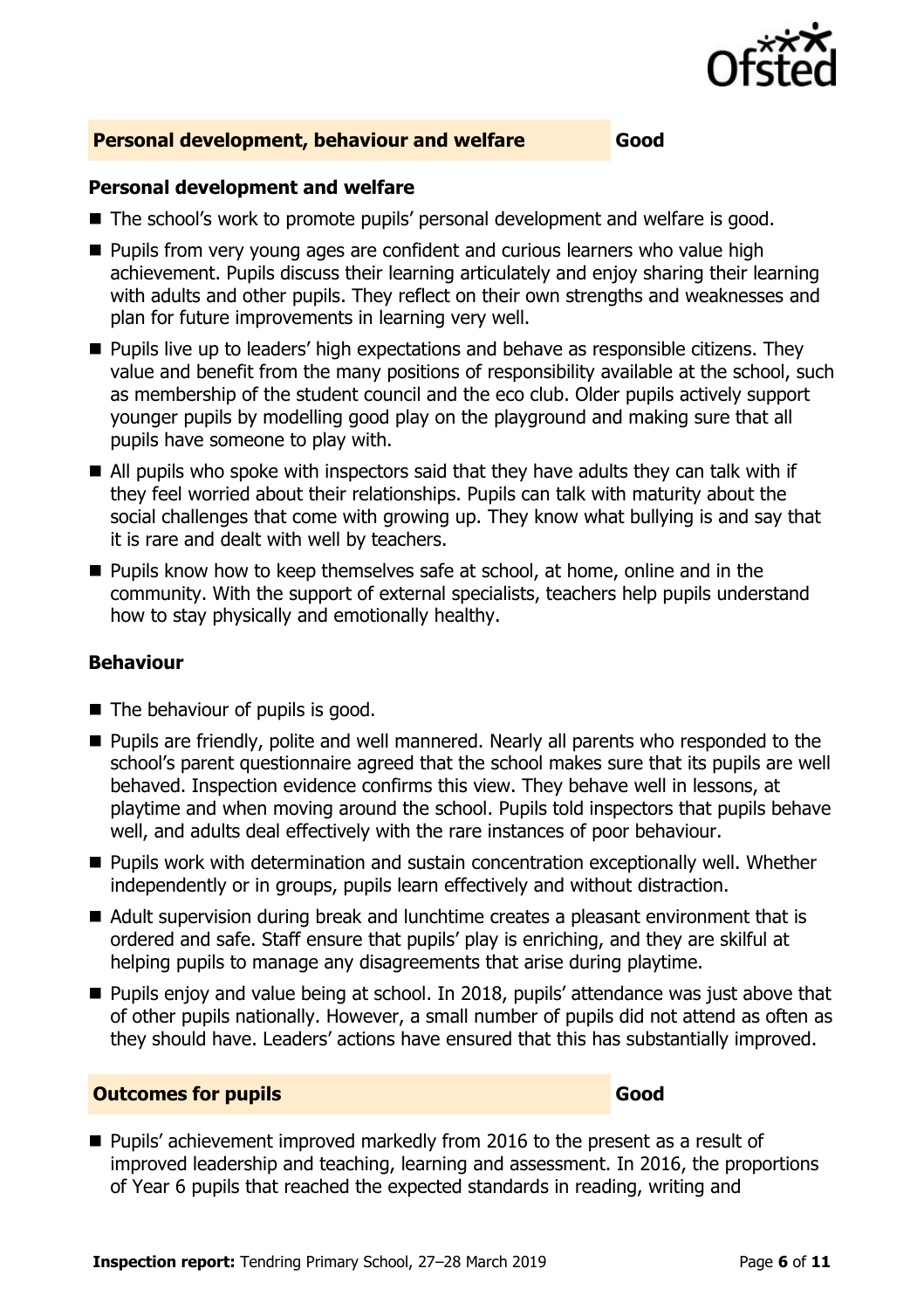## Personal development, behaviour and welfare — Good

### Personal development and welfare

- The school's work to promote pupils' personal development and welfare is good.
- Pupils from very young ages are confident and curious learners who value high achievement. Pupils discuss their learning articulately and enjoy sharing their learning with adults and other pupils. They reflect on their own strengths and weaknesses and plan for future improvements in learning very well.
- Pupils live up to leaders' high expectations and behave as responsible citizens. They value and benefit from the many positions of responsibility available at the school, such as membership of the student council and the eco club. Older pupils actively support younger pupils by modelling good play on the playground and making sure that all pupils have someone to play with.
- All pupils who spoke with inspectors said that they have adults they can talk with if they feel worried about their relationships. Pupils can talk with maturity about the social challenges that come with growing up. They know what bullying is and say that it is rare and dealt with well by teachers.
- Pupils know how to keep themselves safe at school, at home, online and in the community. With the support of external specialists, teachers help pupils understand how to stay physically and emotionally healthy.

### Behaviour

- The behaviour of pupils is good.
- Pupils are friendly, polite and well mannered. Nearly all parents who responded to the school's parent questionnaire agreed that the school makes sure that its pupils are well behaved. Inspection evidence confirms this view. They behave well in lessons, at playtime and when moving around the school. Pupils told inspectors that pupils behave well, and adults deal effectively with the rare instances of poor behaviour.
- Pupils work with determination and sustain concentration exceptionally well. Whether independently or in groups, pupils learn effectively and without distraction.
- Adult supervision during break and lunchtime creates a pleasant environment that is ordered and safe. Staff ensure that pupils' play is enriching, and they are skilful at helping pupils to manage any disagreements that arise during playtime.
- Pupils enjoy and value being at school. In 2018, pupils' attendance was just above that of other pupils nationally. However, a small number of pupils did not attend as often as they should have. Leaders' actions have ensured that this has substantially improved.

## Outcomes for pupils — Good

- Pupils' achievement improved markedly from 2016 to the present as a result of improved leadership and teaching, learning and assessment. In 2016, the proportions of Year 6 pupils that reached the expected standards in reading, writing and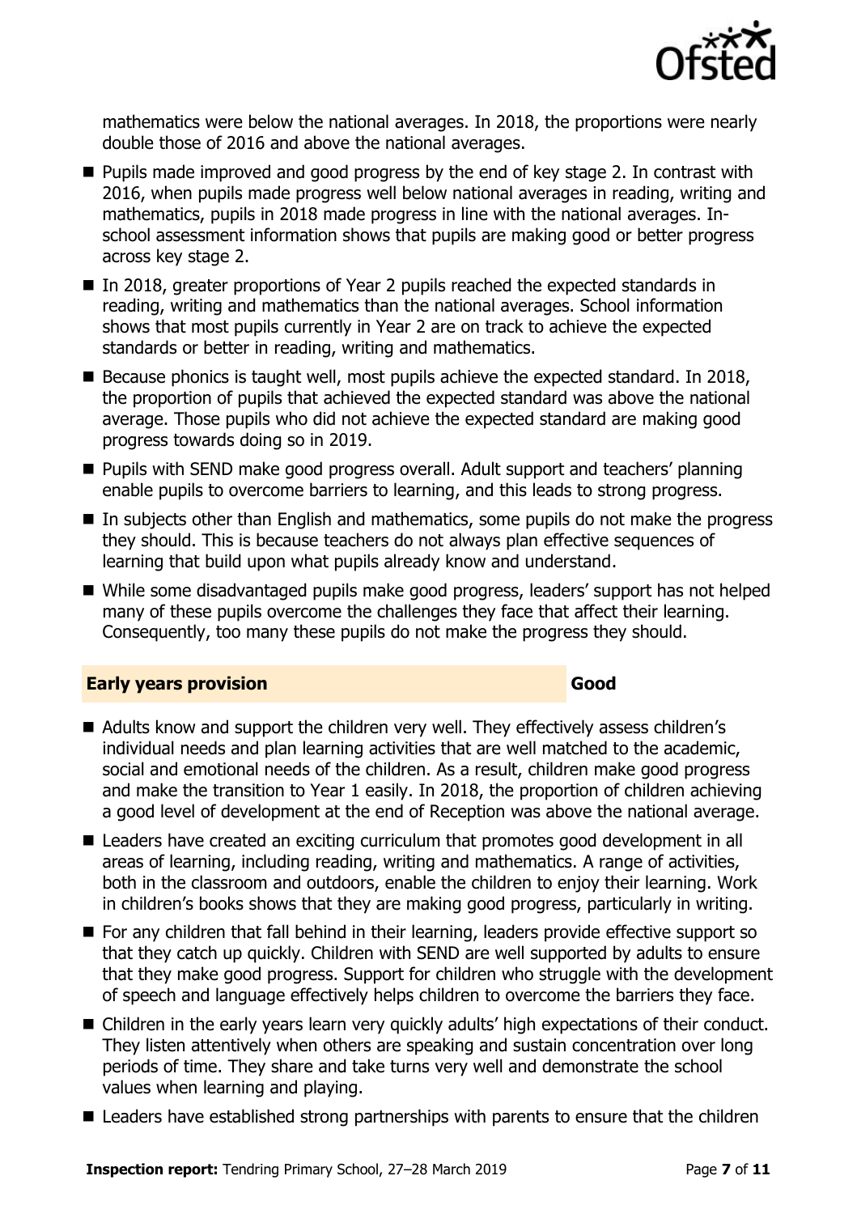mathematics were below the national averages. In 2018, the proportions were nearly double those of 2016 and above the national averages.

- Pupils made improved and good progress by the end of key stage 2. In contrast with 2016, when pupils made progress well below national averages in reading, writing and mathematics, pupils in 2018 made progress in line with the national averages. In-school assessment information shows that pupils are making good or better progress across key stage 2.
- In 2018, greater proportions of Year 2 pupils reached the expected standards in reading, writing and mathematics than the national averages. School information shows that most pupils currently in Year 2 are on track to achieve the expected standards or better in reading, writing and mathematics.
- Because phonics is taught well, most pupils achieve the expected standard. In 2018, the proportion of pupils that achieved the expected standard was above the national average. Those pupils who did not achieve the expected standard are making good progress towards doing so in 2019.
- Pupils with SEND make good progress overall. Adult support and teachers' planning enable pupils to overcome barriers to learning, and this leads to strong progress.
- In subjects other than English and mathematics, some pupils do not make the progress they should. This is because teachers do not always plan effective sequences of learning that build upon what pupils already know and understand.
- While some disadvantaged pupils make good progress, leaders' support has not helped many of these pupils overcome the challenges they face that affect their learning. Consequently, too many these pupils do not make the progress they should.

## Early years provision — Good

- Adults know and support the children very well. They effectively assess children's individual needs and plan learning activities that are well matched to the academic, social and emotional needs of the children. As a result, children make good progress and make the transition to Year 1 easily. In 2018, the proportion of children achieving a good level of development at the end of Reception was above the national average.
- Leaders have created an exciting curriculum that promotes good development in all areas of learning, including reading, writing and mathematics. A range of activities, both in the classroom and outdoors, enable the children to enjoy their learning. Work in children's books shows that they are making good progress, particularly in writing.
- For any children that fall behind in their learning, leaders provide effective support so that they catch up quickly. Children with SEND are well supported by adults to ensure that they make good progress. Support for children who struggle with the development of speech and language effectively helps children to overcome the barriers they face.
- Children in the early years learn very quickly adults' high expectations of their conduct. They listen attentively when others are speaking and sustain concentration over long periods of time. They share and take turns very well and demonstrate the school values when learning and playing.
- Leaders have established strong partnerships with parents to ensure that the children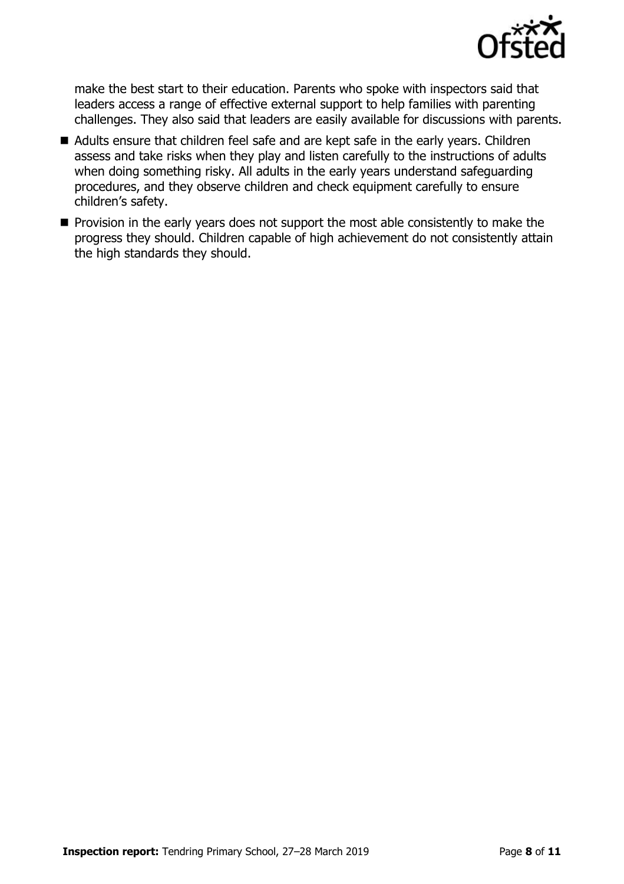make the best start to their education. Parents who spoke with inspectors said that leaders access a range of effective external support to help families with parenting challenges. They also said that leaders are easily available for discussions with parents.

- Adults ensure that children feel safe and are kept safe in the early years. Children assess and take risks when they play and listen carefully to the instructions of adults when doing something risky. All adults in the early years understand safeguarding procedures, and they observe children and check equipment carefully to ensure children's safety.
- Provision in the early years does not support the most able consistently to make the progress they should. Children capable of high achievement do not consistently attain the high standards they should.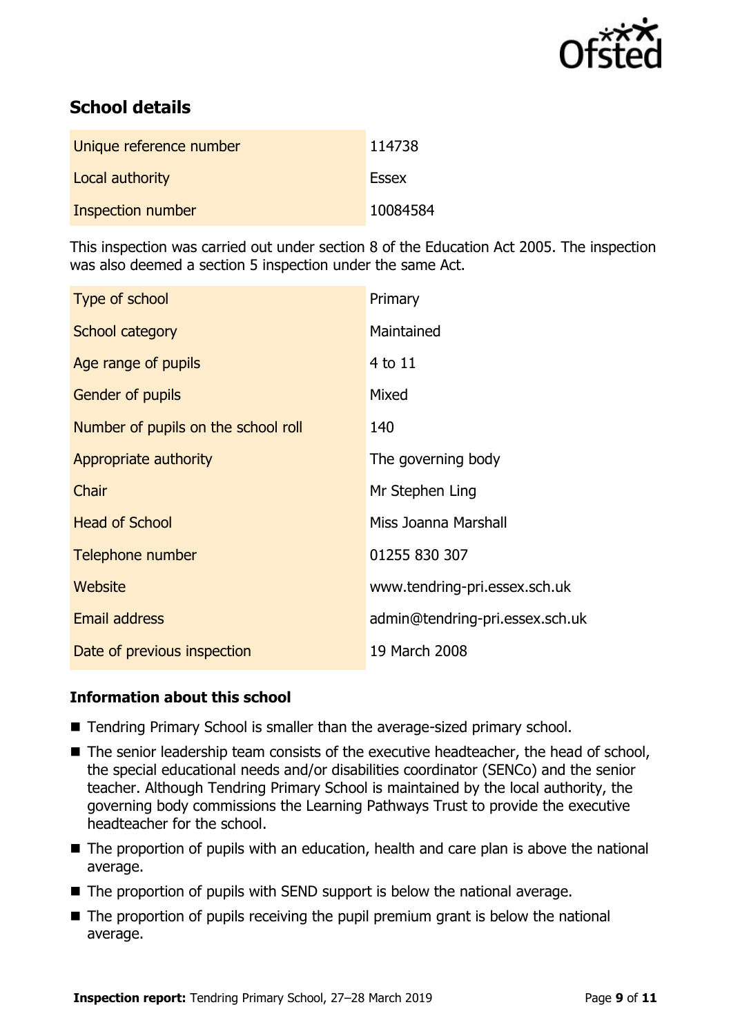## School details

| | |
|---|---|
| Unique reference number | 114738 |
| Local authority | Essex |
| Inspection number | 10084584 |

This inspection was carried out under section 8 of the Education Act 2005. The inspection was also deemed a section 5 inspection under the same Act.

| | |
|---|---|
| Type of school | Primary |
| School category | Maintained |
| Age range of pupils | 4 to 11 |
| Gender of pupils | Mixed |
| Number of pupils on the school roll | 140 |
| Appropriate authority | The governing body |
| Chair | Mr Stephen Ling |
| Head of School | Miss Joanna Marshall |
| Telephone number | 01255 830 307 |
| Website | www.tendring-pri.essex.sch.uk |
| Email address | admin@tendring-pri.essex.sch.uk |
| Date of previous inspection | 19 March 2008 |

### Information about this school

- Tendring Primary School is smaller than the average-sized primary school.
- The senior leadership team consists of the executive headteacher, the head of school, the special educational needs and/or disabilities coordinator (SENCo) and the senior teacher. Although Tendring Primary School is maintained by the local authority, the governing body commissions the Learning Pathways Trust to provide the executive headteacher for the school.
- The proportion of pupils with an education, health and care plan is above the national average.
- The proportion of pupils with SEND support is below the national average.
- The proportion of pupils receiving the pupil premium grant is below the national average.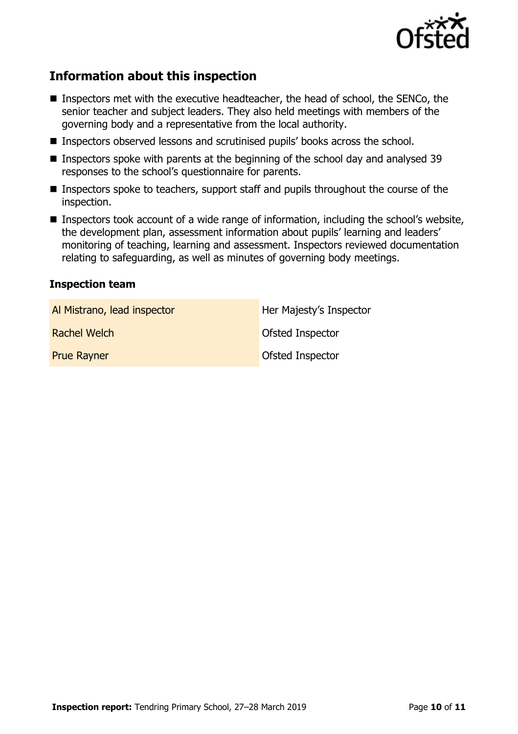## Information about this inspection

- Inspectors met with the executive headteacher, the head of school, the SENCo, the senior teacher and subject leaders. They also held meetings with members of the governing body and a representative from the local authority.
- Inspectors observed lessons and scrutinised pupils' books across the school.
- Inspectors spoke with parents at the beginning of the school day and analysed 39 responses to the school's questionnaire for parents.
- Inspectors spoke to teachers, support staff and pupils throughout the course of the inspection.
- Inspectors took account of a wide range of information, including the school's website, the development plan, assessment information about pupils' learning and leaders' monitoring of teaching, learning and assessment. Inspectors reviewed documentation relating to safeguarding, as well as minutes of governing body meetings.

### Inspection team

| | |
|---|---|
| Al Mistrano, lead inspector | Her Majesty's Inspector |
| Rachel Welch | Ofsted Inspector |
| Prue Rayner | Ofsted Inspector |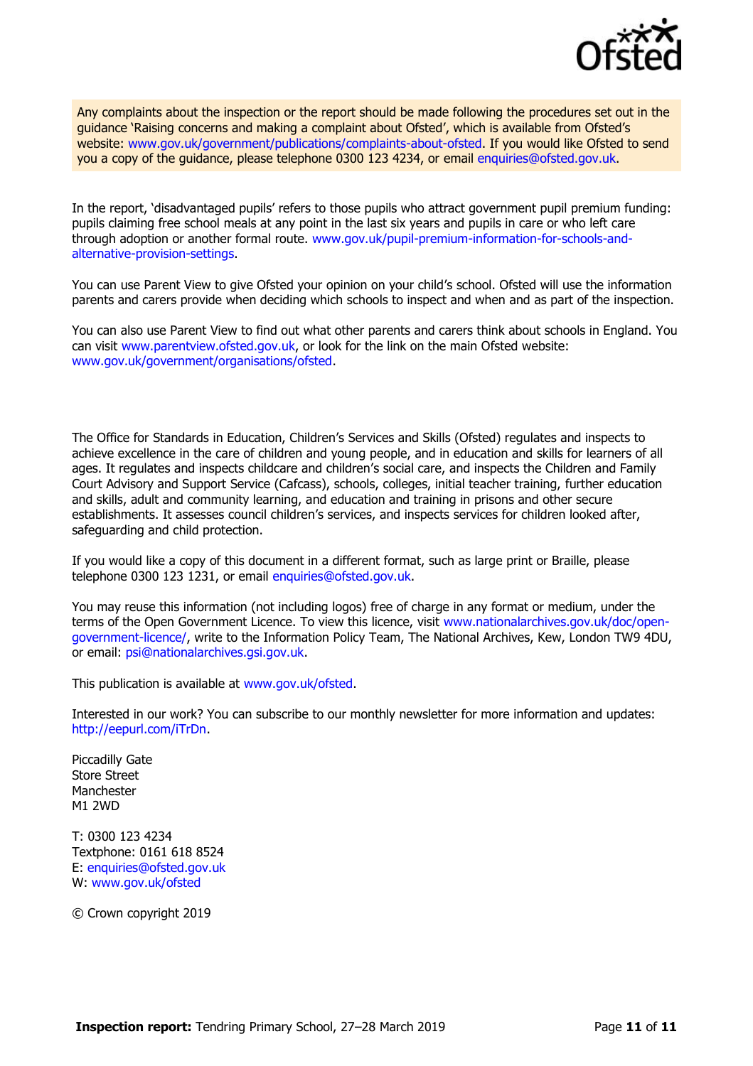Any complaints about the inspection or the report should be made following the procedures set out in the guidance 'Raising concerns and making a complaint about Ofsted', which is available from Ofsted's website: www.gov.uk/government/publications/complaints-about-ofsted. If you would like Ofsted to send you a copy of the guidance, please telephone 0300 123 4234, or email enquiries@ofsted.gov.uk.

In the report, 'disadvantaged pupils' refers to those pupils who attract government pupil premium funding: pupils claiming free school meals at any point in the last six years and pupils in care or who left care through adoption or another formal route. www.gov.uk/pupil-premium-information-for-schools-and-alternative-provision-settings.

You can use Parent View to give Ofsted your opinion on your child's school. Ofsted will use the information parents and carers provide when deciding which schools to inspect and when and as part of the inspection.

You can also use Parent View to find out what other parents and carers think about schools in England. You can visit www.parentview.ofsted.gov.uk, or look for the link on the main Ofsted website: www.gov.uk/government/organisations/ofsted.

The Office for Standards in Education, Children's Services and Skills (Ofsted) regulates and inspects to achieve excellence in the care of children and young people, and in education and skills for learners of all ages. It regulates and inspects childcare and children's social care, and inspects the Children and Family Court Advisory and Support Service (Cafcass), schools, colleges, initial teacher training, further education and skills, adult and community learning, and education and training in prisons and other secure establishments. It assesses council children's services, and inspects services for children looked after, safeguarding and child protection.

If you would like a copy of this document in a different format, such as large print or Braille, please telephone 0300 123 1231, or email enquiries@ofsted.gov.uk.

You may reuse this information (not including logos) free of charge in any format or medium, under the terms of the Open Government Licence. To view this licence, visit www.nationalarchives.gov.uk/doc/open-government-licence/, write to the Information Policy Team, The National Archives, Kew, London TW9 4DU, or email: psi@nationalarchives.gsi.gov.uk.

This publication is available at www.gov.uk/ofsted.

Interested in our work? You can subscribe to our monthly newsletter for more information and updates: http://eepurl.com/iTrDn.

Piccadilly Gate
Store Street
Manchester
M1 2WD

T: 0300 123 4234
Textphone: 0161 618 8524
E: enquiries@ofsted.gov.uk
W: www.gov.uk/ofsted

© Crown copyright 2019